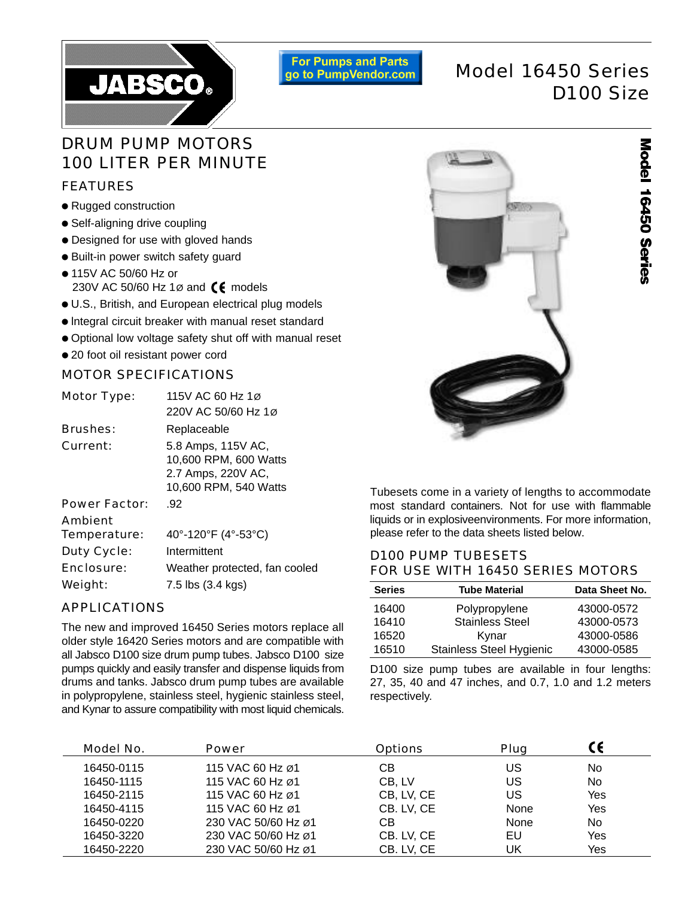For Pumps and Parts go to PumpVendor.com

# Model 16450 Series D100 Size

## DRUM PUMP MOTORS 100 LITER PER MINUTE

### FEATURES

- Rugged construction
- Self-aligning drive coupling
- Designed for use with gloved hands
- Built-in power switch safety guard
- 115V AC 50/60 Hz or 230V AC 50/60 Hz 1ø and CE models
- U.S., British, and European electrical plug models
- Integral circuit breaker with manual reset standard
- Optional low voltage safety shut off with manual reset
- 20 foot oil resistant power cord

### MOTOR SPECIFICATIONS

| | |
|---|---|
| Motor Type: | 115V AC 60 Hz 1ø<br>220V AC 50/60 Hz 1ø |
| Brushes: | Replaceable |
| Current: | 5.8 Amps, 115V AC, 10,600 RPM, 600 Watts<br>2.7 Amps, 220V AC, 10,600 RPM, 540 Watts |
| Power Factor: | .92 |
| Ambient Temperature: | 40°-120°F (4°-53°C) |
| Duty Cycle: | Intermittent |
| Enclosure: | Weather protected, fan cooled |
| Weight: | 7.5 lbs (3.4 kgs) |

### APPLICATIONS

The new and improved 16450 Series motors replace all older style 16420 Series motors and are compatible with all Jabsco D100 size drum pump tubes. Jabsco D100 size pumps quickly and easily transfer and dispense liquids from drums and tanks. Jabsco drum pump tubes are available in polypropylene, stainless steel, hygienic stainless steel, and Kynar to assure compatibility with most liquid chemicals.

Tubesets come in a variety of lengths to accommodate most standard containers. Not for use with flammable liquids or in explosiveenvironments. For more information, please refer to the data sheets listed below.

### D100 PUMP TUBESETS FOR USE WITH 16450 SERIES MOTORS

| Series | Tube Material | Data Sheet No. |
|---|---|---|
| 16400 | Polypropylene | 43000-0572 |
| 16410 | Stainless Steel | 43000-0573 |
| 16520 | Kynar | 43000-0586 |
| 16510 | Stainless Steel Hygienic | 43000-0585 |

D100 size pump tubes are available in four lengths: 27, 35, 40 and 47 inches, and 0.7, 1.0 and 1.2 meters respectively.

| Model No. | Power | Options | Plug | CE |
|---|---|---|---|---|
| 16450-0115 | 115 VAC 60 Hz ø1 | CB | US | No |
| 16450-1115 | 115 VAC 60 Hz ø1 | CB, LV | US | No |
| 16450-2115 | 115 VAC 60 Hz ø1 | CB, LV, CE | US | Yes |
| 16450-4115 | 115 VAC 60 Hz ø1 | CB. LV, CE | None | Yes |
| 16450-0220 | 230 VAC 50/60 Hz ø1 | CB | None | No |
| 16450-3220 | 230 VAC 50/60 Hz ø1 | CB. LV, CE | EU | Yes |
| 16450-2220 | 230 VAC 50/60 Hz ø1 | CB. LV, CE | UK | Yes |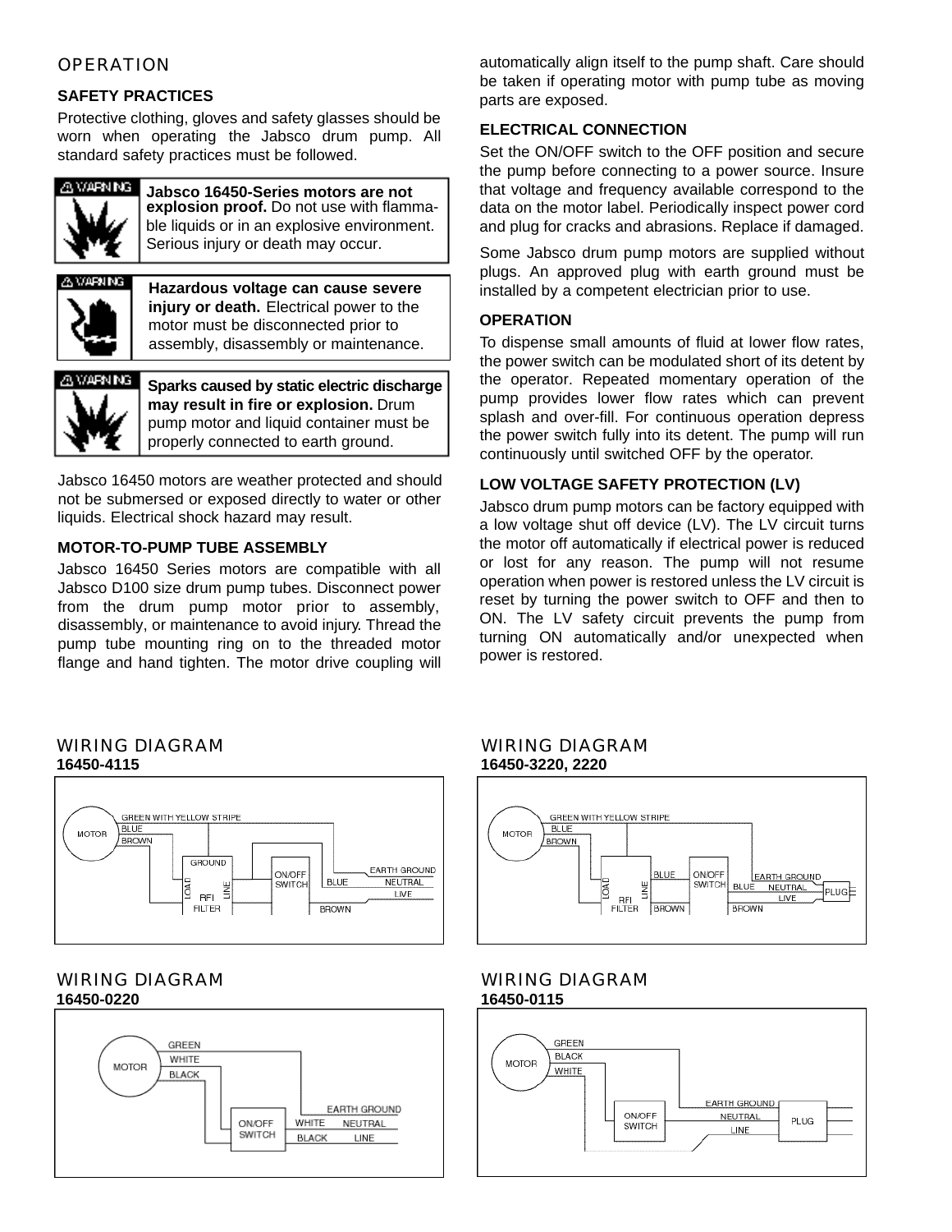## OPERATION

### SAFETY PRACTICES

Protective clothing, gloves and safety glasses should be worn when operating the Jabsco drum pump. All standard safety practices must be followed.

> ⚠ WARNING
>
> **Jabsco 16450-Series motors are not explosion proof.** Do not use with flammable liquids or in an explosive environment. Serious injury or death may occur.

> ⚠ WARNING
>
> **Hazardous voltage can cause severe injury or death.** Electrical power to the motor must be disconnected prior to assembly, disassembly or maintenance.

> ⚠ WARNING
>
> **Sparks caused by static electric discharge may result in fire or explosion.** Drum pump motor and liquid container must be properly connected to earth ground.

Jabsco 16450 motors are weather protected and should not be submersed or exposed directly to water or other liquids. Electrical shock hazard may result.

### MOTOR-TO-PUMP TUBE ASSEMBLY

Jabsco 16450 Series motors are compatible with all Jabsco D100 size drum pump tubes. Disconnect power from the drum pump motor prior to assembly, disassembly, or maintenance to avoid injury. Thread the pump tube mounting ring on to the threaded motor flange and hand tighten. The motor drive coupling will automatically align itself to the pump shaft. Care should be taken if operating motor with pump tube as moving parts are exposed.

### ELECTRICAL CONNECTION

Set the ON/OFF switch to the OFF position and secure the pump before connecting to a power source. Insure that voltage and frequency available correspond to the data on the motor label. Periodically inspect power cord and plug for cracks and abrasions. Replace if damaged.

Some Jabsco drum pump motors are supplied without plugs. An approved plug with earth ground must be installed by a competent electrician prior to use.

### OPERATION

To dispense small amounts of fluid at lower flow rates, the power switch can be modulated short of its detent by the operator. Repeated momentary operation of the pump provides lower flow rates which can prevent splash and over-fill. For continuous operation depress the power switch fully into its detent. The pump will run continuously until switched OFF by the operator.

### LOW VOLTAGE SAFETY PROTECTION (LV)

Jabsco drum pump motors can be factory equipped with a low voltage shut off device (LV). The LV circuit turns the motor off automatically if electrical power is reduced or lost for any reason. The pump will not resume operation when power is restored unless the LV circuit is reset by turning the power switch to OFF and then to ON. The LV safety circuit prevents the pump from turning ON automatically and/or unexpected when power is restored.

## WIRING DIAGRAM

**16450-4115**

MOTOR — GREEN WITH YELLOW STRIPE, BLUE, BROWN — GROUND — LOAD / RFI FILTER / LINE — ON/OFF SWITCH — BLUE — BROWN — EARTH GROUND, NEUTRAL, LIVE

## WIRING DIAGRAM

**16450-3220, 2220**

MOTOR — GREEN WITH YELLOW STRIPE, BLUE, BROWN — LOAD / RFI FILTER / LINE — BLUE, BROWN — ON/OFF SWITCH — BLUE, BROWN — EARTH GROUND, NEUTRAL, LIVE — PLUG

## WIRING DIAGRAM

**16450-0220**

MOTOR — GREEN, WHITE, BLACK — ON/OFF SWITCH — WHITE, BLACK — EARTH GROUND, NEUTRAL, LINE

## WIRING DIAGRAM

**16450-0115**

MOTOR — GREEN, BLACK, WHITE — ON/OFF SWITCH — EARTH GROUND, NEUTRAL, LINE — PLUG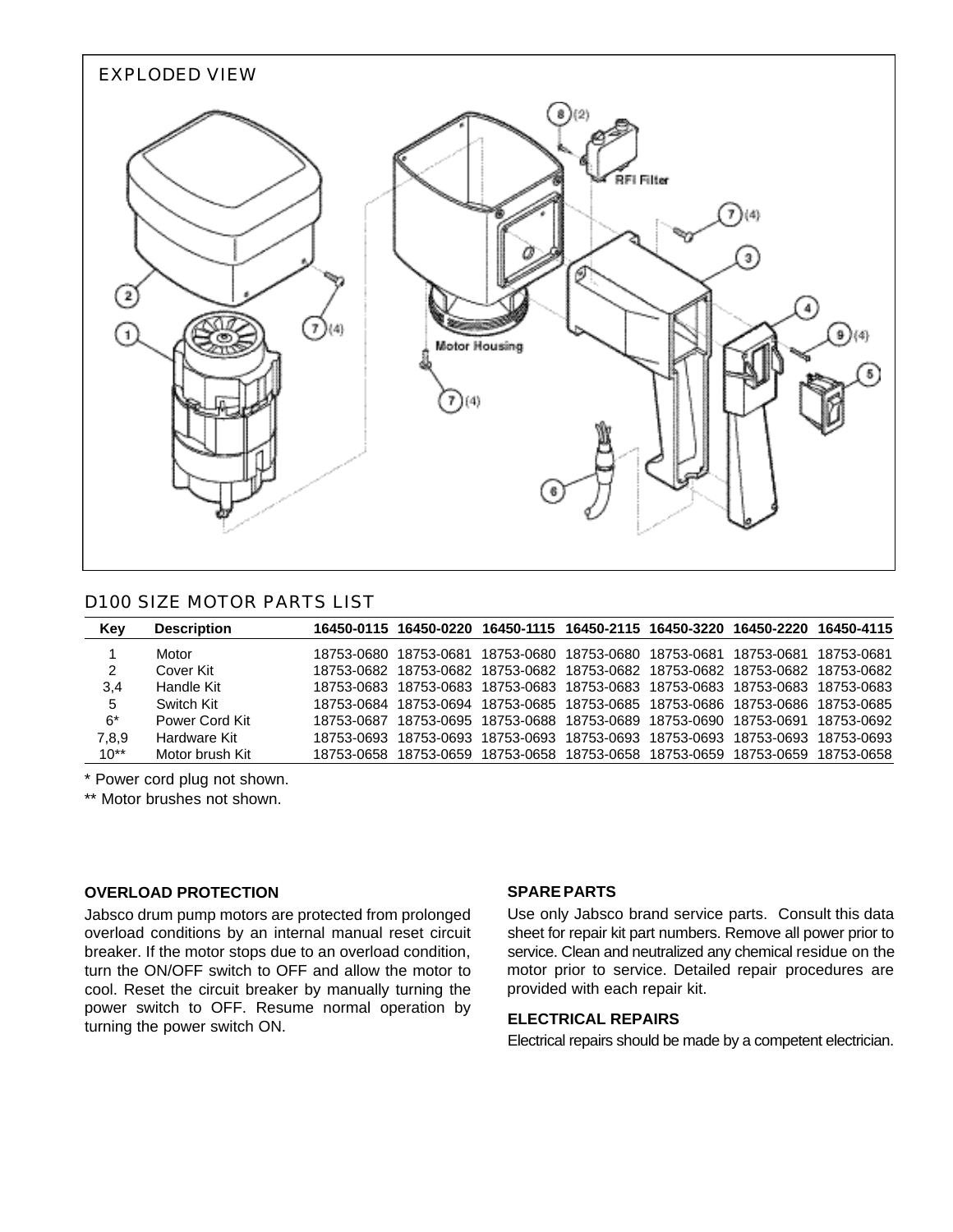## EXPLODED VIEW

## D100 SIZE MOTOR PARTS LIST

| Key | Description | 16450-0115 | 16450-0220 | 16450-1115 | 16450-2115 | 16450-3220 | 16450-2220 | 16450-4115 |
|---|---|---|---|---|---|---|---|---|
| 1 | Motor | 18753-0680 | 18753-0681 | 18753-0680 | 18753-0680 | 18753-0681 | 18753-0681 | 18753-0681 |
| 2 | Cover Kit | 18753-0682 | 18753-0682 | 18753-0682 | 18753-0682 | 18753-0682 | 18753-0682 | 18753-0682 |
| 3,4 | Handle Kit | 18753-0683 | 18753-0683 | 18753-0683 | 18753-0683 | 18753-0683 | 18753-0683 | 18753-0683 |
| 5 | Switch Kit | 18753-0684 | 18753-0694 | 18753-0685 | 18753-0685 | 18753-0686 | 18753-0686 | 18753-0685 |
| 6* | Power Cord Kit | 18753-0687 | 18753-0695 | 18753-0688 | 18753-0689 | 18753-0690 | 18753-0691 | 18753-0692 |
| 7,8,9 | Hardware Kit | 18753-0693 | 18753-0693 | 18753-0693 | 18753-0693 | 18753-0693 | 18753-0693 | 18753-0693 |
| 10** | Motor brush Kit | 18753-0658 | 18753-0659 | 18753-0658 | 18753-0658 | 18753-0659 | 18753-0659 | 18753-0658 |

\* Power cord plug not shown.

** Motor brushes not shown.

**OVERLOAD PROTECTION**

Jabsco drum pump motors are protected from prolonged overload conditions by an internal manual reset circuit breaker. If the motor stops due to an overload condition, turn the ON/OFF switch to OFF and allow the motor to cool. Reset the circuit breaker by manually turning the power switch to OFF. Resume normal operation by turning the power switch ON.

**SPARE PARTS**

Use only Jabsco brand service parts. Consult this data sheet for repair kit part numbers. Remove all power prior to service. Clean and neutralized any chemical residue on the motor prior to service. Detailed repair procedures are provided with each repair kit.

**ELECTRICAL REPAIRS**

Electrical repairs should be made by a competent electrician.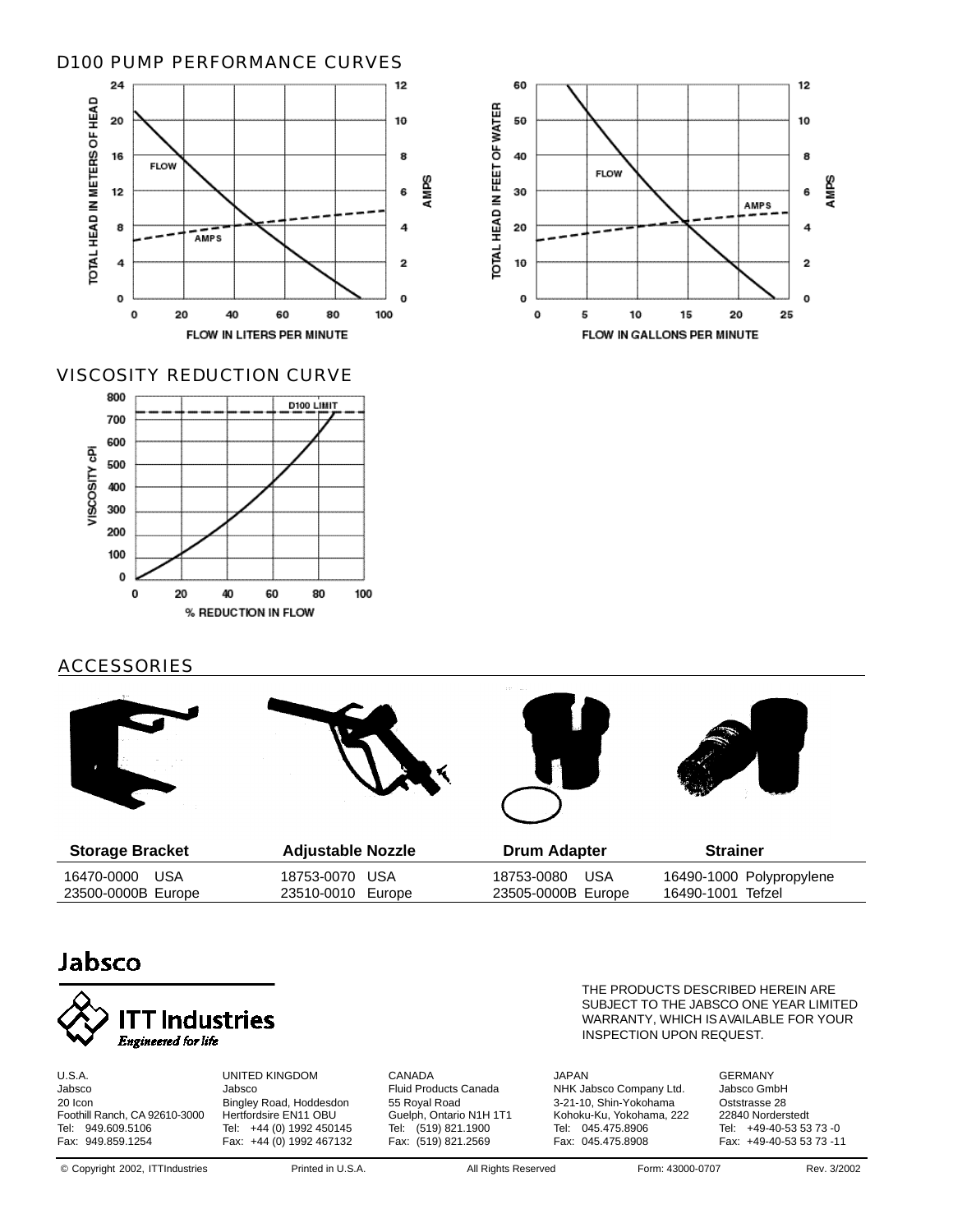## D100 PUMP PERFORMANCE CURVES

TOTAL HEAD IN METERS OF HEAD
24
20
16
12
8
4
0

AMPS
12
10
8
6
4
2
0

FLOW
AMPS

0 20 40 60 80 100
FLOW IN LITERS PER MINUTE

TOTAL HEAD IN FEET OF WATER
60
50
40
30
20
10
0

AMPS
12
10
8
6
4
2
0

FLOW
AMPS

0 5 10 15 20 25
FLOW IN GALLONS PER MINUTE

## VISCOSITY REDUCTION CURVE

VISCOSITY cPi
800
700
600
500
400
300
200
100
0

D100 LIMIT

0 20 40 60 80 100
% REDUCTION IN FLOW

## ACCESSORIES

| Storage Bracket | Adjustable Nozzle | Drum Adapter | Strainer |
|---|---|---|---|
| 16470-0000 USA | 18753-0070 USA | 18753-0080 USA | 16490-1000 Polypropylene |
| 23500-0000B Europe | 23510-0010 Europe | 23505-0000B Europe | 16490-1001 Tefzel |

Jabsco

ITT Industries
*Engineered for life*

THE PRODUCTS DESCRIBED HEREIN ARE SUBJECT TO THE JABSCO ONE YEAR LIMITED WARRANTY, WHICH IS AVAILABLE FOR YOUR INSPECTION UPON REQUEST.

U.S.A.
Jabsco
20 Icon
Foothill Ranch, CA 92610-3000
Tel: 949.609.5106
Fax: 949.859.1254

UNITED KINGDOM
Jabsco
Bingley Road, Hoddesdon
Hertfordsire EN11 OBU
Tel: +44 (0) 1992 450145
Fax: +44 (0) 1992 467132

CANADA
Fluid Products Canada
55 Royal Road
Guelph, Ontario N1H 1T1
Tel: (519) 821.1900
Fax: (519) 821.2569

JAPAN
NHK Jabsco Company Ltd.
3-21-10, Shin-Yokohama
Kohoku-Ku, Yokohama, 222
Tel: 045.475.8906
Fax: 045.475.8908

GERMANY
Jabsco GmbH
Oststrasse 28
22840 Norderstedt
Tel: +49-40-53 53 73 -0
Fax: +49-40-53 53 73 -11

© Copyright 2002, ITTIndustries Printed in U.S.A. All Rights Reserved Form: 43000-0707 Rev. 3/2002